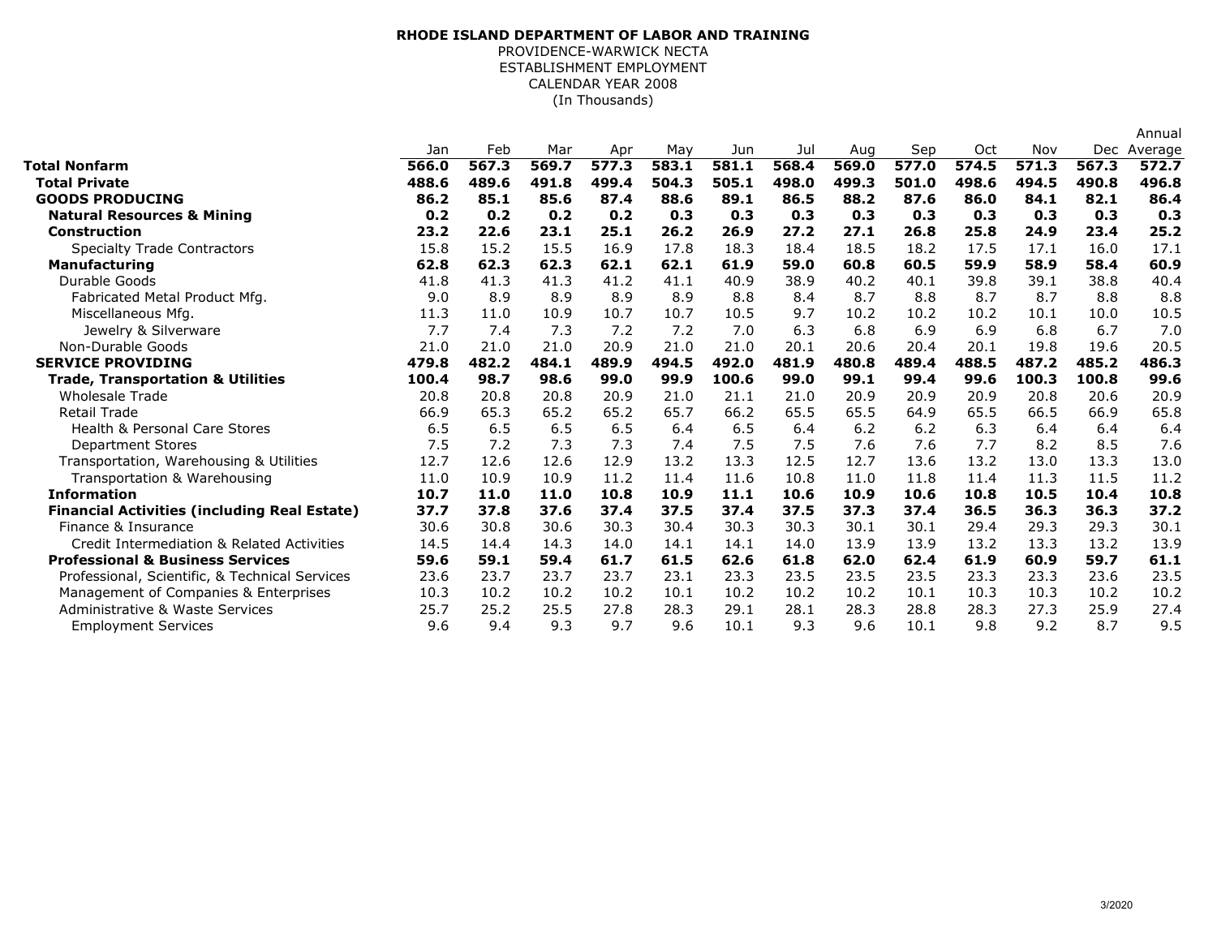**RHODE ISLAND DEPARTMENT OF LABOR AND TRAINING**

PROVIDENCE-WARWICK NECTA

ESTABLISHMENT EMPLOYMENT

CALENDAR YEAR 2008

(In Thousands)

| | Jan | Feb | Mar | Apr | May | Jun | Jul | Aug | Sep | Oct | Nov | Dec | Annual Average |
|---|---|---|---|---|---|---|---|---|---|---|---|---|---|
| **Total Nonfarm** | **566.0** | **567.3** | **569.7** | **577.3** | **583.1** | **581.1** | **568.4** | **569.0** | **577.0** | **574.5** | **571.3** | **567.3** | **572.7** |
| **Total Private** | **488.6** | **489.6** | **491.8** | **499.4** | **504.3** | **505.1** | **498.0** | **499.3** | **501.0** | **498.6** | **494.5** | **490.8** | **496.8** |
| **GOODS PRODUCING** | **86.2** | **85.1** | **85.6** | **87.4** | **88.6** | **89.1** | **86.5** | **88.2** | **87.6** | **86.0** | **84.1** | **82.1** | **86.4** |
| **Natural Resources & Mining** | **0.2** | **0.2** | **0.2** | **0.2** | **0.3** | **0.3** | **0.3** | **0.3** | **0.3** | **0.3** | **0.3** | **0.3** | **0.3** |
| **Construction** | **23.2** | **22.6** | **23.1** | **25.1** | **26.2** | **26.9** | **27.2** | **27.1** | **26.8** | **25.8** | **24.9** | **23.4** | **25.2** |
| Specialty Trade Contractors | 15.8 | 15.2 | 15.5 | 16.9 | 17.8 | 18.3 | 18.4 | 18.5 | 18.2 | 17.5 | 17.1 | 16.0 | 17.1 |
| **Manufacturing** | **62.8** | **62.3** | **62.3** | **62.1** | **62.1** | **61.9** | **59.0** | **60.8** | **60.5** | **59.9** | **58.9** | **58.4** | **60.9** |
| Durable Goods | 41.8 | 41.3 | 41.3 | 41.2 | 41.1 | 40.9 | 38.9 | 40.2 | 40.1 | 39.8 | 39.1 | 38.8 | 40.4 |
| Fabricated Metal Product Mfg. | 9.0 | 8.9 | 8.9 | 8.9 | 8.9 | 8.8 | 8.4 | 8.7 | 8.8 | 8.7 | 8.7 | 8.8 | 8.8 |
| Miscellaneous Mfg. | 11.3 | 11.0 | 10.9 | 10.7 | 10.7 | 10.5 | 9.7 | 10.2 | 10.2 | 10.2 | 10.1 | 10.0 | 10.5 |
| Jewelry & Silverware | 7.7 | 7.4 | 7.3 | 7.2 | 7.2 | 7.0 | 6.3 | 6.8 | 6.9 | 6.9 | 6.8 | 6.7 | 7.0 |
| Non-Durable Goods | 21.0 | 21.0 | 21.0 | 20.9 | 21.0 | 21.0 | 20.1 | 20.6 | 20.4 | 20.1 | 19.8 | 19.6 | 20.5 |
| **SERVICE PROVIDING** | **479.8** | **482.2** | **484.1** | **489.9** | **494.5** | **492.0** | **481.9** | **480.8** | **489.4** | **488.5** | **487.2** | **485.2** | **486.3** |
| **Trade, Transportation & Utilities** | **100.4** | **98.7** | **98.6** | **99.0** | **99.9** | **100.6** | **99.0** | **99.1** | **99.4** | **99.6** | **100.3** | **100.8** | **99.6** |
| Wholesale Trade | 20.8 | 20.8 | 20.8 | 20.9 | 21.0 | 21.1 | 21.0 | 20.9 | 20.9 | 20.9 | 20.8 | 20.6 | 20.9 |
| Retail Trade | 66.9 | 65.3 | 65.2 | 65.2 | 65.7 | 66.2 | 65.5 | 65.5 | 64.9 | 65.5 | 66.5 | 66.9 | 65.8 |
| Health & Personal Care Stores | 6.5 | 6.5 | 6.5 | 6.5 | 6.4 | 6.5 | 6.4 | 6.2 | 6.2 | 6.3 | 6.4 | 6.4 | 6.4 |
| Department Stores | 7.5 | 7.2 | 7.3 | 7.3 | 7.4 | 7.5 | 7.5 | 7.6 | 7.6 | 7.7 | 8.2 | 8.5 | 7.6 |
| Transportation, Warehousing & Utilities | 12.7 | 12.6 | 12.6 | 12.9 | 13.2 | 13.3 | 12.5 | 12.7 | 13.6 | 13.2 | 13.0 | 13.3 | 13.0 |
| Transportation & Warehousing | 11.0 | 10.9 | 10.9 | 11.2 | 11.4 | 11.6 | 10.8 | 11.0 | 11.8 | 11.4 | 11.3 | 11.5 | 11.2 |
| **Information** | **10.7** | **11.0** | **11.0** | **10.8** | **10.9** | **11.1** | **10.6** | **10.9** | **10.6** | **10.8** | **10.5** | **10.4** | **10.8** |
| **Financial Activities (including Real Estate)** | **37.7** | **37.8** | **37.6** | **37.4** | **37.5** | **37.4** | **37.5** | **37.3** | **37.4** | **36.5** | **36.3** | **36.3** | **37.2** |
| Finance & Insurance | 30.6 | 30.8 | 30.6 | 30.3 | 30.4 | 30.3 | 30.3 | 30.1 | 30.1 | 29.4 | 29.3 | 29.3 | 30.1 |
| Credit Intermediation & Related Activities | 14.5 | 14.4 | 14.3 | 14.0 | 14.1 | 14.1 | 14.0 | 13.9 | 13.9 | 13.2 | 13.3 | 13.2 | 13.9 |
| **Professional & Business Services** | **59.6** | **59.1** | **59.4** | **61.7** | **61.5** | **62.6** | **61.8** | **62.0** | **62.4** | **61.9** | **60.9** | **59.7** | **61.1** |
| Professional, Scientific, & Technical Services | 23.6 | 23.7 | 23.7 | 23.7 | 23.1 | 23.3 | 23.5 | 23.5 | 23.5 | 23.3 | 23.3 | 23.6 | 23.5 |
| Management of Companies & Enterprises | 10.3 | 10.2 | 10.2 | 10.2 | 10.1 | 10.2 | 10.2 | 10.2 | 10.1 | 10.3 | 10.3 | 10.2 | 10.2 |
| Administrative & Waste Services | 25.7 | 25.2 | 25.5 | 27.8 | 28.3 | 29.1 | 28.1 | 28.3 | 28.8 | 28.3 | 27.3 | 25.9 | 27.4 |
| Employment Services | 9.6 | 9.4 | 9.3 | 9.7 | 9.6 | 10.1 | 9.3 | 9.6 | 10.1 | 9.8 | 9.2 | 8.7 | 9.5 |

3/2020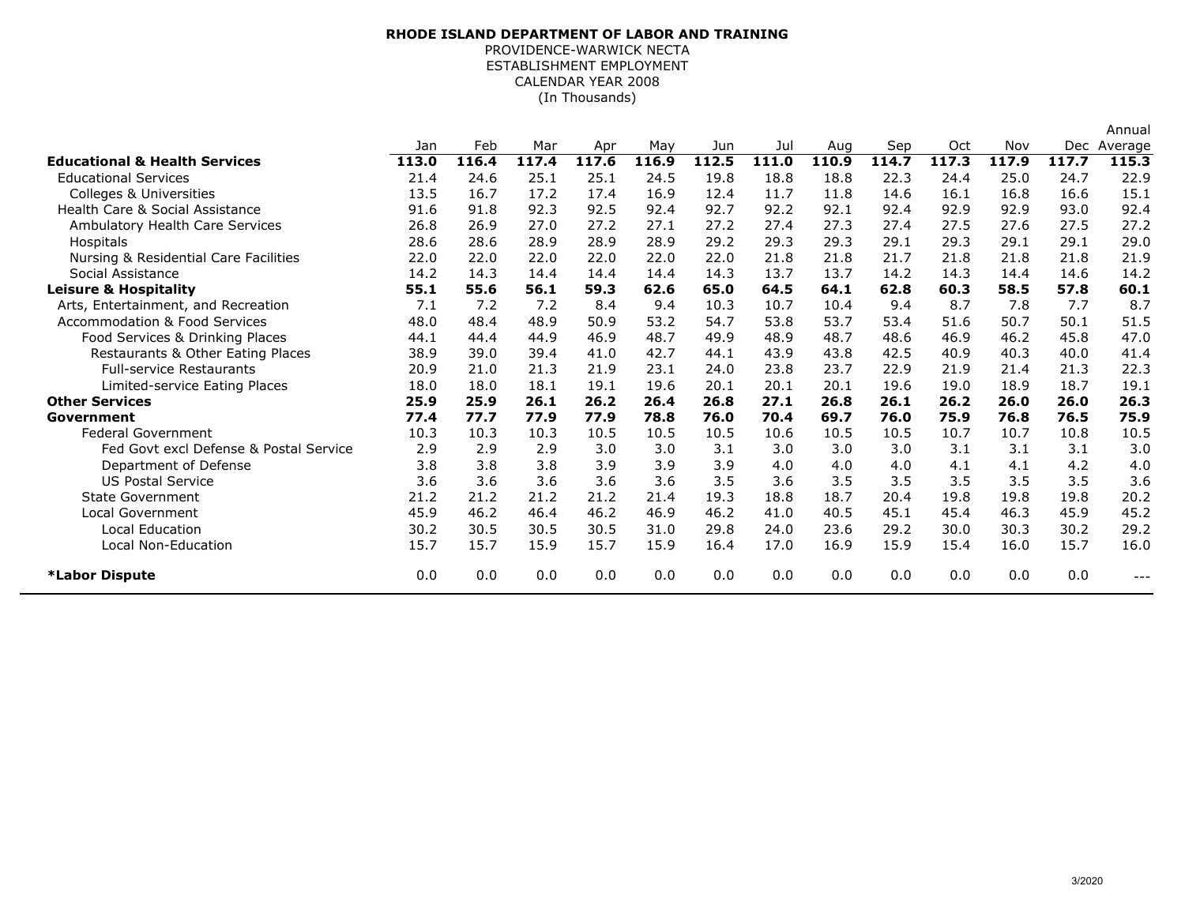**RHODE ISLAND DEPARTMENT OF LABOR AND TRAINING**
PROVIDENCE-WARWICK NECTA
ESTABLISHMENT EMPLOYMENT
CALENDAR YEAR 2008
(In Thousands)

| | Jan | Feb | Mar | Apr | May | Jun | Jul | Aug | Sep | Oct | Nov | Dec | Annual Average |
|---|---|---|---|---|---|---|---|---|---|---|---|---|---|
| **Educational & Health Services** | **113.0** | **116.4** | **117.4** | **117.6** | **116.9** | **112.5** | **111.0** | **110.9** | **114.7** | **117.3** | **117.9** | **117.7** | **115.3** |
| Educational Services | 21.4 | 24.6 | 25.1 | 25.1 | 24.5 | 19.8 | 18.8 | 18.8 | 22.3 | 24.4 | 25.0 | 24.7 | 22.9 |
| Colleges & Universities | 13.5 | 16.7 | 17.2 | 17.4 | 16.9 | 12.4 | 11.7 | 11.8 | 14.6 | 16.1 | 16.8 | 16.6 | 15.1 |
| Health Care & Social Assistance | 91.6 | 91.8 | 92.3 | 92.5 | 92.4 | 92.7 | 92.2 | 92.1 | 92.4 | 92.9 | 92.9 | 93.0 | 92.4 |
| Ambulatory Health Care Services | 26.8 | 26.9 | 27.0 | 27.2 | 27.1 | 27.2 | 27.4 | 27.3 | 27.4 | 27.5 | 27.6 | 27.5 | 27.2 |
| Hospitals | 28.6 | 28.6 | 28.9 | 28.9 | 28.9 | 29.2 | 29.3 | 29.3 | 29.1 | 29.3 | 29.1 | 29.1 | 29.0 |
| Nursing & Residential Care Facilities | 22.0 | 22.0 | 22.0 | 22.0 | 22.0 | 22.0 | 21.8 | 21.8 | 21.7 | 21.8 | 21.8 | 21.8 | 21.9 |
| Social Assistance | 14.2 | 14.3 | 14.4 | 14.4 | 14.4 | 14.3 | 13.7 | 13.7 | 14.2 | 14.3 | 14.4 | 14.6 | 14.2 |
| **Leisure & Hospitality** | **55.1** | **55.6** | **56.1** | **59.3** | **62.6** | **65.0** | **64.5** | **64.1** | **62.8** | **60.3** | **58.5** | **57.8** | **60.1** |
| Arts, Entertainment, and Recreation | 7.1 | 7.2 | 7.2 | 8.4 | 9.4 | 10.3 | 10.7 | 10.4 | 9.4 | 8.7 | 7.8 | 7.7 | 8.7 |
| Accommodation & Food Services | 48.0 | 48.4 | 48.9 | 50.9 | 53.2 | 54.7 | 53.8 | 53.7 | 53.4 | 51.6 | 50.7 | 50.1 | 51.5 |
| Food Services & Drinking Places | 44.1 | 44.4 | 44.9 | 46.9 | 48.7 | 49.9 | 48.9 | 48.7 | 48.6 | 46.9 | 46.2 | 45.8 | 47.0 |
| Restaurants & Other Eating Places | 38.9 | 39.0 | 39.4 | 41.0 | 42.7 | 44.1 | 43.9 | 43.8 | 42.5 | 40.9 | 40.3 | 40.0 | 41.4 |
| Full-service Restaurants | 20.9 | 21.0 | 21.3 | 21.9 | 23.1 | 24.0 | 23.8 | 23.7 | 22.9 | 21.9 | 21.4 | 21.3 | 22.3 |
| Limited-service Eating Places | 18.0 | 18.0 | 18.1 | 19.1 | 19.6 | 20.1 | 20.1 | 20.1 | 19.6 | 19.0 | 18.9 | 18.7 | 19.1 |
| **Other Services** | **25.9** | **25.9** | **26.1** | **26.2** | **26.4** | **26.8** | **27.1** | **26.8** | **26.1** | **26.2** | **26.0** | **26.0** | **26.3** |
| **Government** | **77.4** | **77.7** | **77.9** | **77.9** | **78.8** | **76.0** | **70.4** | **69.7** | **76.0** | **75.9** | **76.8** | **76.5** | **75.9** |
| Federal Government | 10.3 | 10.3 | 10.3 | 10.5 | 10.5 | 10.5 | 10.6 | 10.5 | 10.5 | 10.7 | 10.7 | 10.8 | 10.5 |
| Fed Govt excl Defense & Postal Service | 2.9 | 2.9 | 2.9 | 3.0 | 3.0 | 3.1 | 3.0 | 3.0 | 3.0 | 3.1 | 3.1 | 3.1 | 3.0 |
| Department of Defense | 3.8 | 3.8 | 3.8 | 3.9 | 3.9 | 3.9 | 4.0 | 4.0 | 4.0 | 4.1 | 4.1 | 4.2 | 4.0 |
| US Postal Service | 3.6 | 3.6 | 3.6 | 3.6 | 3.6 | 3.5 | 3.6 | 3.5 | 3.5 | 3.5 | 3.5 | 3.5 | 3.6 |
| State Government | 21.2 | 21.2 | 21.2 | 21.2 | 21.4 | 19.3 | 18.8 | 18.7 | 20.4 | 19.8 | 19.8 | 19.8 | 20.2 |
| Local Government | 45.9 | 46.2 | 46.4 | 46.2 | 46.9 | 46.2 | 41.0 | 40.5 | 45.1 | 45.4 | 46.3 | 45.9 | 45.2 |
| Local Education | 30.2 | 30.5 | 30.5 | 30.5 | 31.0 | 29.8 | 24.0 | 23.6 | 29.2 | 30.0 | 30.3 | 30.2 | 29.2 |
| Local Non-Education | 15.7 | 15.7 | 15.9 | 15.7 | 15.9 | 16.4 | 17.0 | 16.9 | 15.9 | 15.4 | 16.0 | 15.7 | 16.0 |
| **\*Labor Dispute** | 0.0 | 0.0 | 0.0 | 0.0 | 0.0 | 0.0 | 0.0 | 0.0 | 0.0 | 0.0 | 0.0 | 0.0 | --- |

3/2020